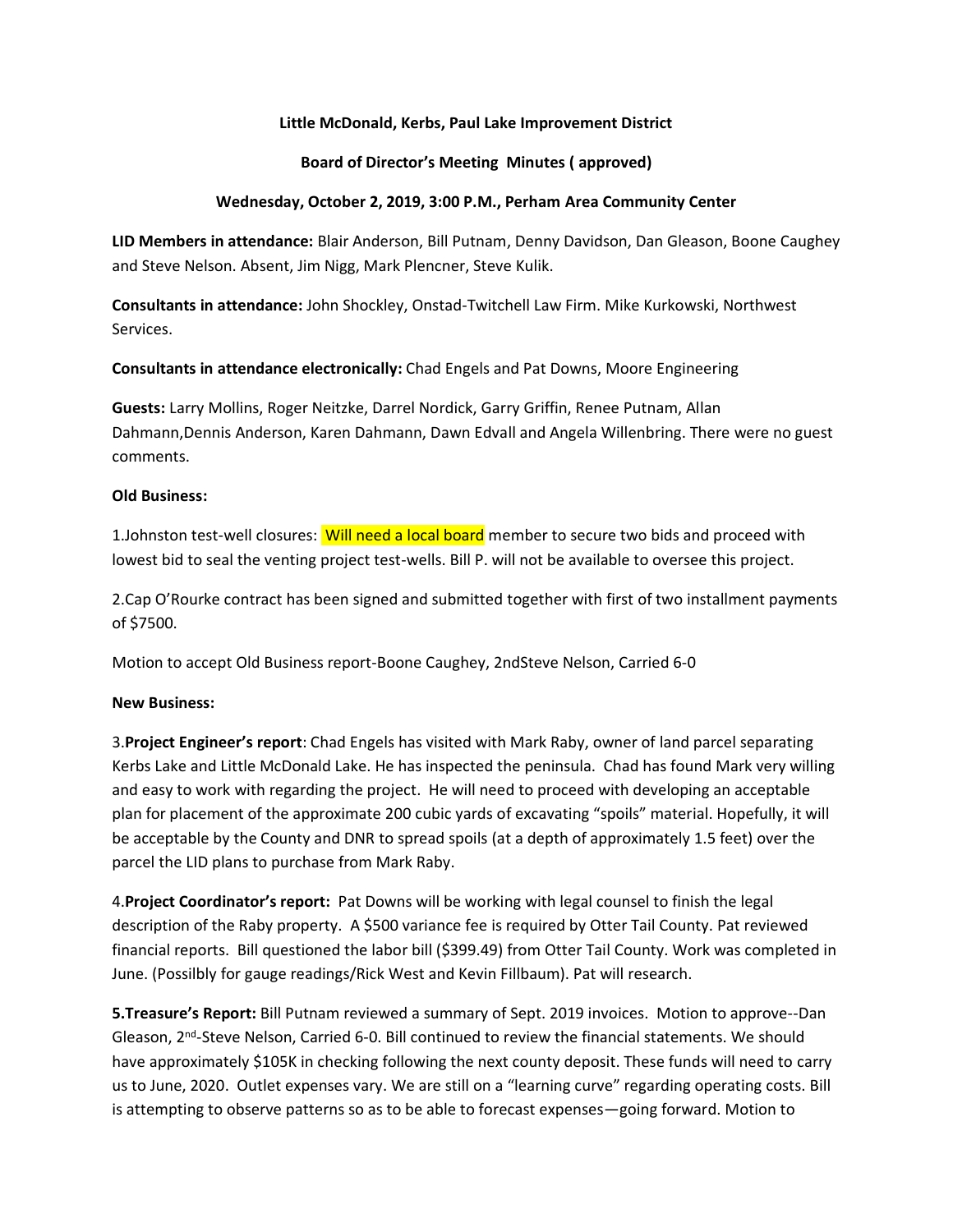**Little McDonald, Kerbs, Paul Lake Improvement District**

**Board of Director's Meeting Minutes ( approved)**

**Wednesday, October 2, 2019, 3:00 P.M., Perham Area Community Center**

**LID Members in attendance:** Blair Anderson, Bill Putnam, Denny Davidson, Dan Gleason, Boone Caughey and Steve Nelson. Absent, Jim Nigg, Mark Plencner, Steve Kulik.

**Consultants in attendance:** John Shockley, Onstad-Twitchell Law Firm. Mike Kurkowski, Northwest Services.

**Consultants in attendance electronically:** Chad Engels and Pat Downs, Moore Engineering

**Guests:** Larry Mollins, Roger Neitzke, Darrel Nordick, Garry Griffin, Renee Putnam, Allan Dahmann,Dennis Anderson, Karen Dahmann, Dawn Edvall and Angela Willenbring. There were no guest comments.

**Old Business:**

1.Johnston test-well closures: Will need a local board member to secure two bids and proceed with lowest bid to seal the venting project test-wells. Bill P. will not be available to oversee this project.

2.Cap O'Rourke contract has been signed and submitted together with first of two installment payments of $7500.

Motion to accept Old Business report-Boone Caughey, 2ndSteve Nelson, Carried 6-0

**New Business:**

3.**Project Engineer's report**: Chad Engels has visited with Mark Raby, owner of land parcel separating Kerbs Lake and Little McDonald Lake. He has inspected the peninsula. Chad has found Mark very willing and easy to work with regarding the project. He will need to proceed with developing an acceptable plan for placement of the approximate 200 cubic yards of excavating "spoils" material. Hopefully, it will be acceptable by the County and DNR to spread spoils (at a depth of approximately 1.5 feet) over the parcel the LID plans to purchase from Mark Raby.

4.**Project Coordinator's report:** Pat Downs will be working with legal counsel to finish the legal description of the Raby property. A $500 variance fee is required by Otter Tail County. Pat reviewed financial reports. Bill questioned the labor bill ($399.49) from Otter Tail County. Work was completed in June. (Possilbly for gauge readings/Rick West and Kevin Fillbaum). Pat will research.

**5.Treasure's Report:** Bill Putnam reviewed a summary of Sept. 2019 invoices. Motion to approve--Dan Gleason, 2nd-Steve Nelson, Carried 6-0. Bill continued to review the financial statements. We should have approximately $105K in checking following the next county deposit. These funds will need to carry us to June, 2020. Outlet expenses vary. We are still on a "learning curve" regarding operating costs. Bill is attempting to observe patterns so as to be able to forecast expenses—going forward. Motion to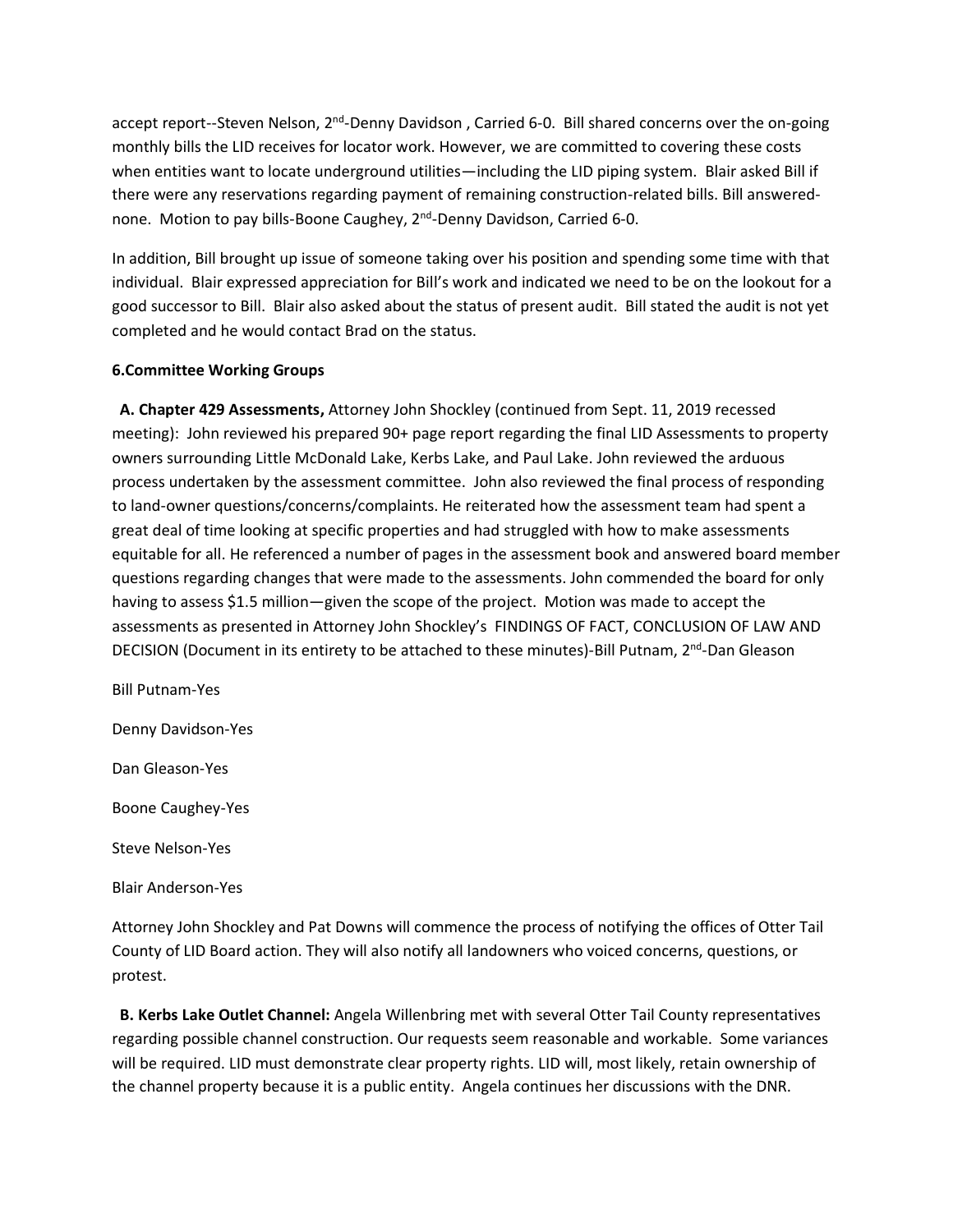accept report--Steven Nelson, 2nd-Denny Davidson , Carried 6-0. Bill shared concerns over the on-going monthly bills the LID receives for locator work. However, we are committed to covering these costs when entities want to locate underground utilities—including the LID piping system. Blair asked Bill if there were any reservations regarding payment of remaining construction-related bills. Bill answered-none. Motion to pay bills-Boone Caughey, 2nd-Denny Davidson, Carried 6-0.

In addition, Bill brought up issue of someone taking over his position and spending some time with that individual. Blair expressed appreciation for Bill's work and indicated we need to be on the lookout for a good successor to Bill. Blair also asked about the status of present audit. Bill stated the audit is not yet completed and he would contact Brad on the status.

**6.Committee Working Groups**

**A. Chapter 429 Assessments,** Attorney John Shockley (continued from Sept. 11, 2019 recessed meeting): John reviewed his prepared 90+ page report regarding the final LID Assessments to property owners surrounding Little McDonald Lake, Kerbs Lake, and Paul Lake. John reviewed the arduous process undertaken by the assessment committee. John also reviewed the final process of responding to land-owner questions/concerns/complaints. He reiterated how the assessment team had spent a great deal of time looking at specific properties and had struggled with how to make assessments equitable for all. He referenced a number of pages in the assessment book and answered board member questions regarding changes that were made to the assessments. John commended the board for only having to assess $1.5 million—given the scope of the project. Motion was made to accept the assessments as presented in Attorney John Shockley's FINDINGS OF FACT, CONCLUSION OF LAW AND DECISION (Document in its entirety to be attached to these minutes)-Bill Putnam, 2nd-Dan Gleason

Bill Putnam-Yes

Denny Davidson-Yes

Dan Gleason-Yes

Boone Caughey-Yes

Steve Nelson-Yes

Blair Anderson-Yes

Attorney John Shockley and Pat Downs will commence the process of notifying the offices of Otter Tail County of LID Board action. They will also notify all landowners who voiced concerns, questions, or protest.

**B. Kerbs Lake Outlet Channel:** Angela Willenbring met with several Otter Tail County representatives regarding possible channel construction. Our requests seem reasonable and workable. Some variances will be required. LID must demonstrate clear property rights. LID will, most likely, retain ownership of the channel property because it is a public entity. Angela continues her discussions with the DNR.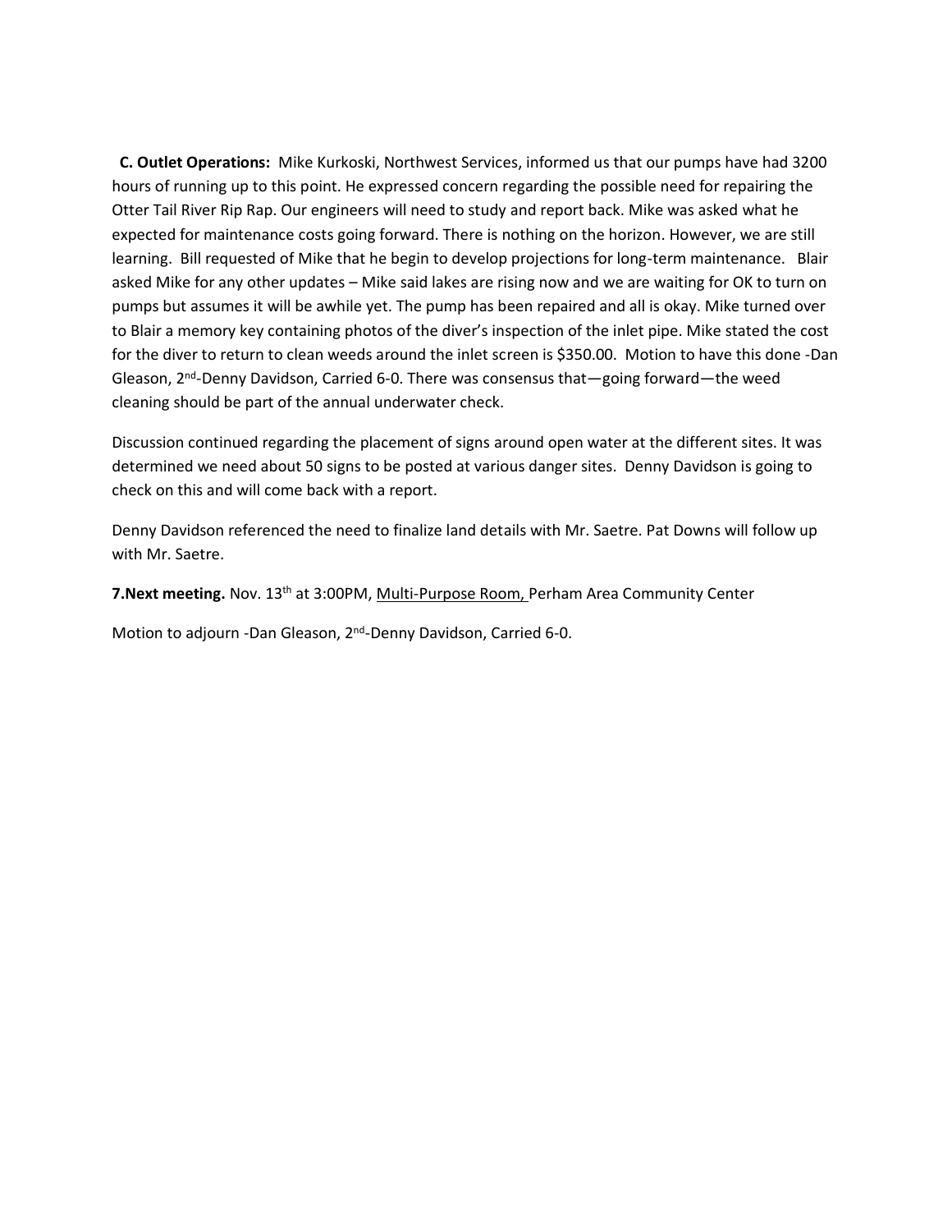**C. Outlet Operations:** Mike Kurkoski, Northwest Services, informed us that our pumps have had 3200 hours of running up to this point. He expressed concern regarding the possible need for repairing the Otter Tail River Rip Rap. Our engineers will need to study and report back. Mike was asked what he expected for maintenance costs going forward. There is nothing on the horizon. However, we are still learning. Bill requested of Mike that he begin to develop projections for long-term maintenance. Blair asked Mike for any other updates – Mike said lakes are rising now and we are waiting for OK to turn on pumps but assumes it will be awhile yet. The pump has been repaired and all is okay. Mike turned over to Blair a memory key containing photos of the diver's inspection of the inlet pipe. Mike stated the cost for the diver to return to clean weeds around the inlet screen is $350.00. Motion to have this done -Dan Gleason, 2nd-Denny Davidson, Carried 6-0. There was consensus that—going forward—the weed cleaning should be part of the annual underwater check.

Discussion continued regarding the placement of signs around open water at the different sites. It was determined we need about 50 signs to be posted at various danger sites. Denny Davidson is going to check on this and will come back with a report.

Denny Davidson referenced the need to finalize land details with Mr. Saetre. Pat Downs will follow up with Mr. Saetre.

**7.Next meeting.** Nov. 13th at 3:00PM, Multi-Purpose Room, Perham Area Community Center

Motion to adjourn -Dan Gleason, 2nd-Denny Davidson, Carried 6-0.